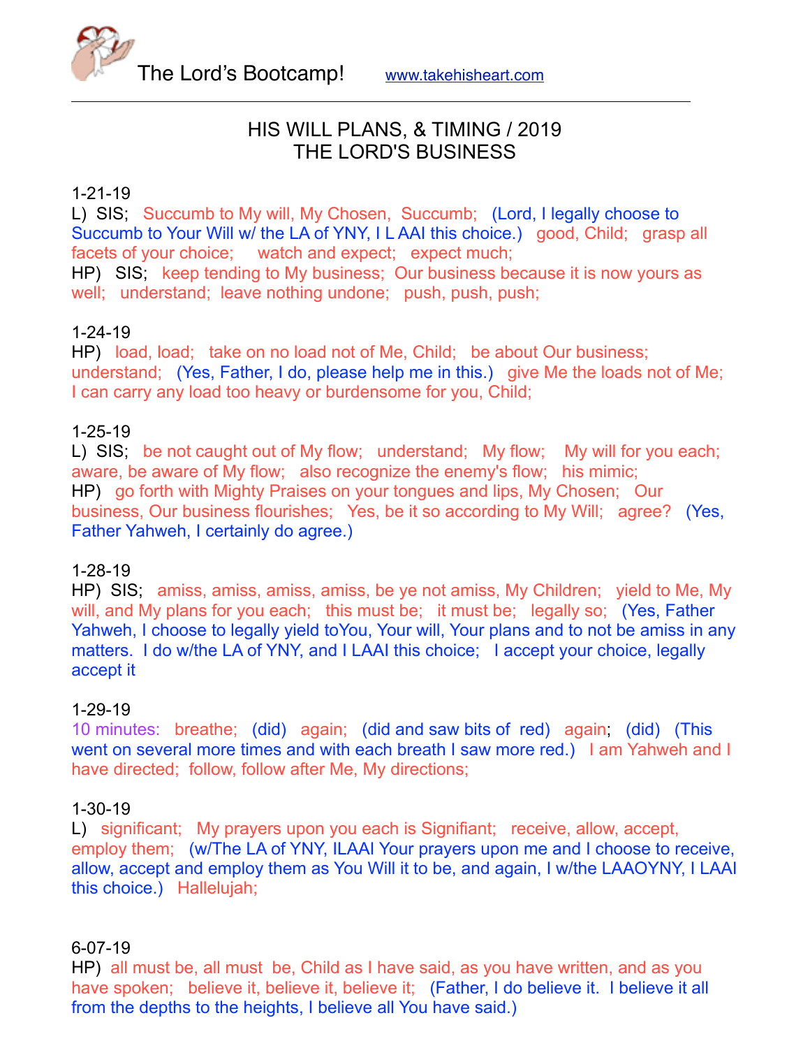The Lord's Bootcamp! www.takehisheart.com

---

# HIS WILL PLANS, & TIMING / 2019
# THE LORD'S BUSINESS

1-21-19
L) SIS; Succumb to My will, My Chosen, Succumb; (Lord, I legally choose to Succumb to Your Will w/ the LA of YNY, I L AAI this choice.) good, Child; grasp all facets of your choice; watch and expect; expect much;
HP) SIS; keep tending to My business; Our business because it is now yours as well; understand; leave nothing undone; push, push, push;

1-24-19
HP) load, load; take on no load not of Me, Child; be about Our business; understand; (Yes, Father, I do, please help me in this.) give Me the loads not of Me; I can carry any load too heavy or burdensome for you, Child;

1-25-19
L) SIS; be not caught out of My flow; understand; My flow; My will for you each; aware, be aware of My flow; also recognize the enemy's flow; his mimic;
HP) go forth with Mighty Praises on your tongues and lips, My Chosen; Our business, Our business flourishes; Yes, be it so according to My Will; agree? (Yes, Father Yahweh, I certainly do agree.)

1-28-19
HP) SIS; amiss, amiss, amiss, amiss, be ye not amiss, My Children; yield to Me, My will, and My plans for you each; this must be; it must be; legally so; (Yes, Father Yahweh, I choose to legally yield toYou, Your will, Your plans and to not be amiss in any matters. I do w/the LA of YNY, and I LAAI this choice; I accept your choice, legally accept it

1-29-19
10 minutes: breathe; (did) again; (did and saw bits of red) again; (did) (This went on several more times and with each breath I saw more red.) I am Yahweh and I have directed; follow, follow after Me, My directions;

1-30-19
L) significant; My prayers upon you each is Signifiant; receive, allow, accept, employ them; (w/The LA of YNY, ILAAI Your prayers upon me and I choose to receive, allow, accept and employ them as You Will it to be, and again, I w/the LAAOYNY, I LAAI this choice.) Hallelujah;

6-07-19
HP) all must be, all must be, Child as I have said, as you have written, and as you have spoken; believe it, believe it, believe it; (Father, I do believe it. I believe it all from the depths to the heights, I believe all You have said.)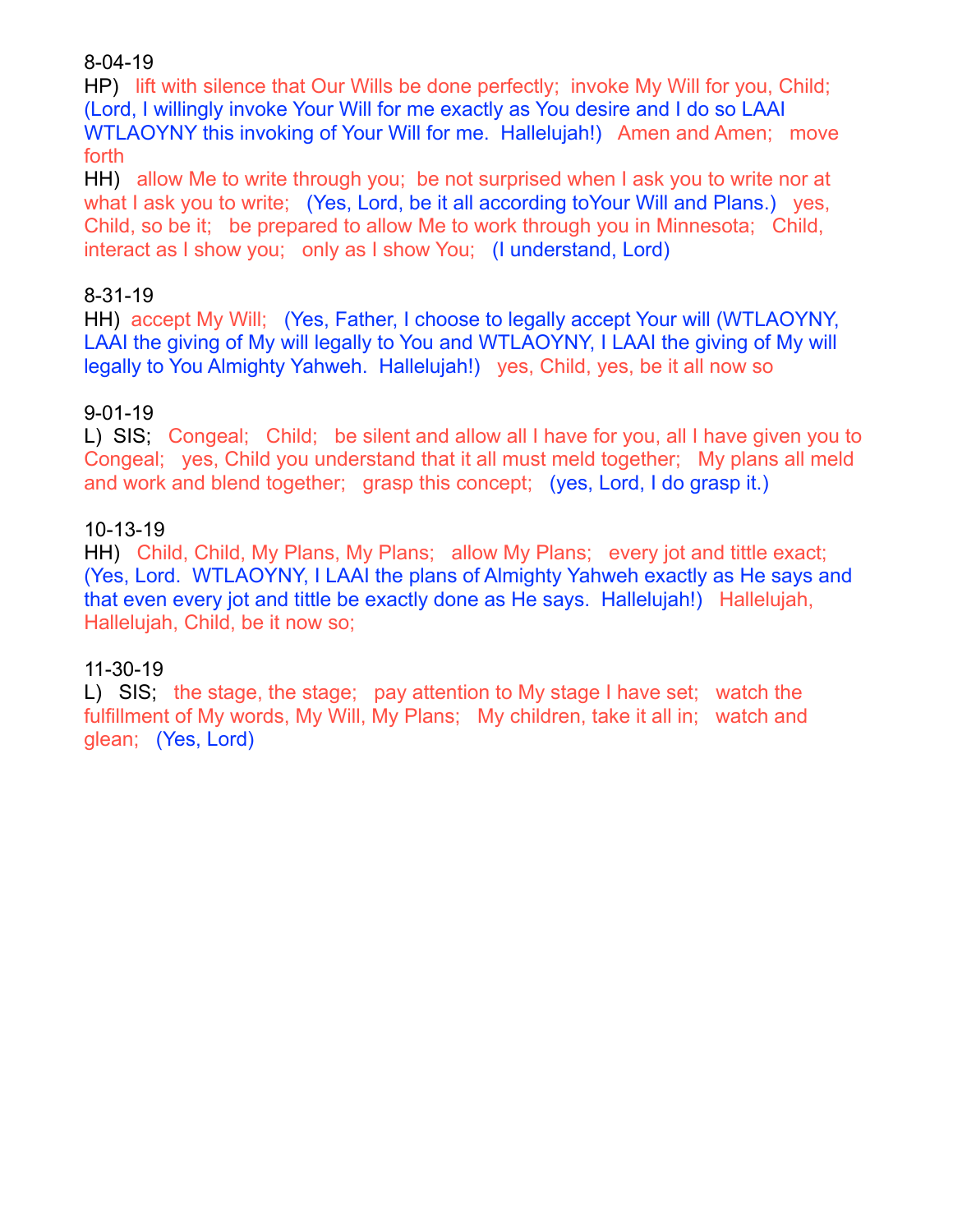8-04-19

HP) lift with silence that Our Wills be done perfectly; invoke My Will for you, Child; (Lord, I willingly invoke Your Will for me exactly as You desire and I do so LAAI WTLAOYNY this invoking of Your Will for me. Hallelujah!) Amen and Amen; move forth

HH) allow Me to write through you; be not surprised when I ask you to write nor at what I ask you to write; (Yes, Lord, be it all according toYour Will and Plans.) yes, Child, so be it; be prepared to allow Me to work through you in Minnesota; Child, interact as I show you; only as I show You; (I understand, Lord)

8-31-19

HH) accept My Will; (Yes, Father, I choose to legally accept Your will (WTLAOYNY, LAAI the giving of My will legally to You and WTLAOYNY, I LAAI the giving of My will legally to You Almighty Yahweh. Hallelujah!) yes, Child, yes, be it all now so

9-01-19

L) SIS; Congeal; Child; be silent and allow all I have for you, all I have given you to Congeal; yes, Child you understand that it all must meld together; My plans all meld and work and blend together; grasp this concept; (yes, Lord, I do grasp it.)

10-13-19

HH) Child, Child, My Plans, My Plans; allow My Plans; every jot and tittle exact; (Yes, Lord. WTLAOYNY, I LAAI the plans of Almighty Yahweh exactly as He says and that even every jot and tittle be exactly done as He says. Hallelujah!) Hallelujah, Hallelujah, Child, be it now so;

11-30-19

L) SIS; the stage, the stage; pay attention to My stage I have set; watch the fulfillment of My words, My Will, My Plans; My children, take it all in; watch and glean; (Yes, Lord)